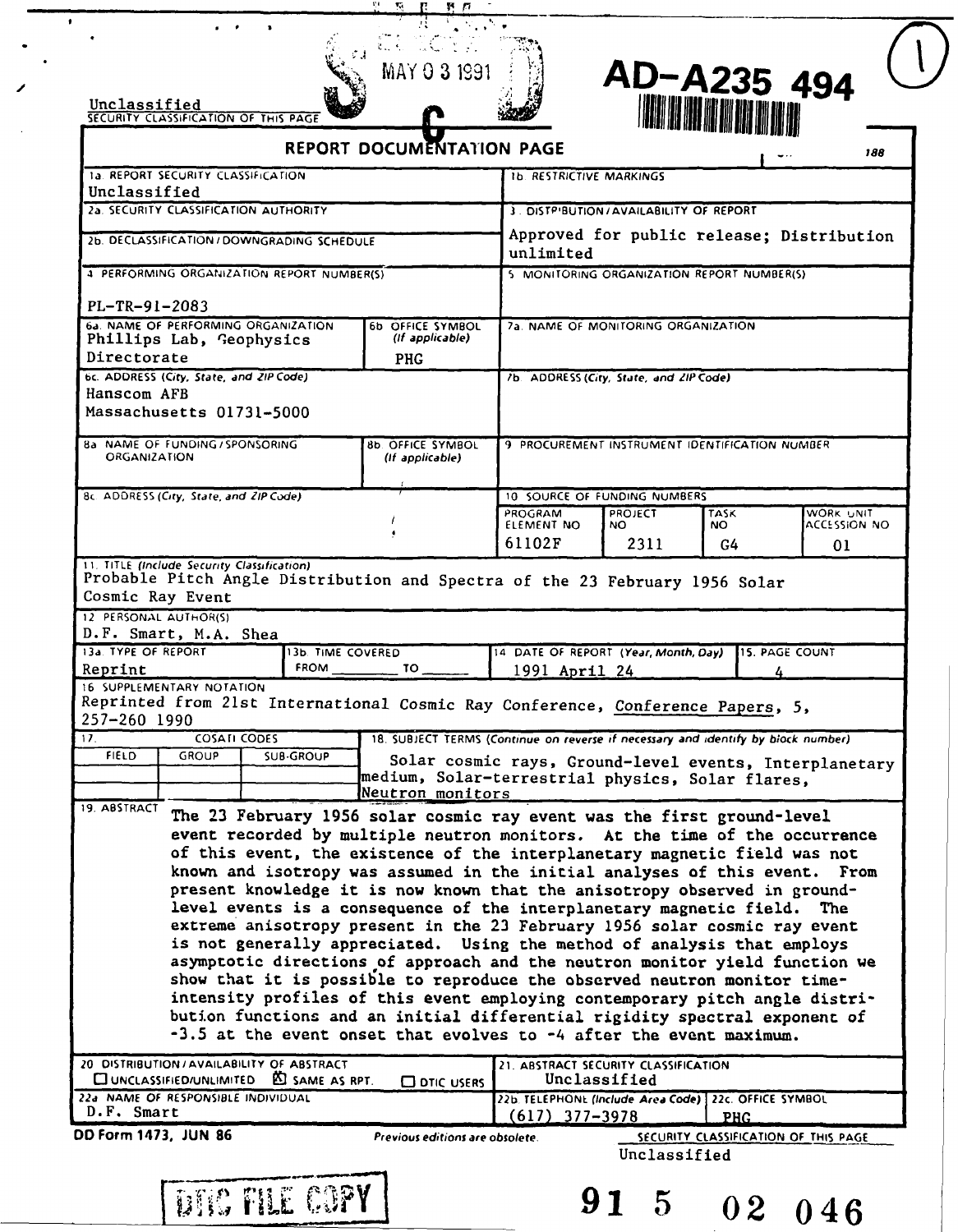AD-A235 494

Unclassified
SECURITY CLASSIFICATION OF THIS PAGE

MAY 0 3 1991

# REPORT DOCUMENTATION PAGE

| | |
|---|---|
| 1a. REPORT SECURITY CLASSIFICATION<br>Unclassified | 1b. RESTRICTIVE MARKINGS |
| 2a. SECURITY CLASSIFICATION AUTHORITY | 3. DISTRIBUTION/AVAILABILITY OF REPORT<br>Approved for public release; Distribution unlimited |
| 2b. DECLASSIFICATION/DOWNGRADING SCHEDULE | |
| 4. PERFORMING ORGANIZATION REPORT NUMBER(S)<br>PL-TR-91-2083 | 5. MONITORING ORGANIZATION REPORT NUMBER(S) |
| 6a. NAME OF PERFORMING ORGANIZATION<br>Phillips Lab, Geophysics Directorate<br>6b. OFFICE SYMBOL (If applicable)<br>PHG | 7a. NAME OF MONITORING ORGANIZATION |
| 6c. ADDRESS (City, State, and ZIP Code)<br>Hanscom AFB<br>Massachusetts 01731-5000 | 7b. ADDRESS (City, State, and ZIP Code) |
| 8a. NAME OF FUNDING/SPONSORING ORGANIZATION<br>8b. OFFICE SYMBOL (If applicable) | 9. PROCUREMENT INSTRUMENT IDENTIFICATION NUMBER |
| 8c. ADDRESS (City, State, and ZIP Code) | 10. SOURCE OF FUNDING NUMBERS<br>PROGRAM ELEMENT NO: 61102F<br>PROJECT NO: 2311<br>TASK NO: G4<br>WORK UNIT ACCESSION NO: 01 |

11. TITLE (Include Security Classification)
Probable Pitch Angle Distribution and Spectra of the 23 February 1956 Solar Cosmic Ray Event

12. PERSONAL AUTHOR(S)
D.F. Smart, M.A. Shea

| 13a. TYPE OF REPORT | 13b. TIME COVERED | 14. DATE OF REPORT (Year, Month, Day) | 15. PAGE COUNT |
|---|---|---|---|
| Reprint | FROM ____ TO ____ | 1991 April 24 | 4 |

16. SUPPLEMENTARY NOTATION
Reprinted from 21st International Cosmic Ray Conference, Conference Papers, 5, 257-260 1990

| 17. COSATI CODES | | | 18. SUBJECT TERMS (Continue on reverse if necessary and identify by block number) |
|---|---|---|---|
| FIELD | GROUP | SUB-GROUP | Solar cosmic rays, Ground-level events, Interplanetary medium, Solar-terrestrial physics, Solar flares, Neutron monitors |

19. ABSTRACT
The 23 February 1956 solar cosmic ray event was the first ground-level event recorded by multiple neutron monitors. At the time of the occurrence of this event, the existence of the interplanetary magnetic field was not known and isotropy was assumed in the initial analyses of this event. From present knowledge it is now known that the anisotropy observed in ground-level events is a consequence of the interplanetary magnetic field. The extreme anisotropy present in the 23 February 1956 solar cosmic ray event is not generally appreciated. Using the method of analysis that employs asymptotic directions of approach and the neutron monitor yield function we show that it is possible to reproduce the observed neutron monitor time-intensity profiles of this event employing contemporary pitch angle distribution functions and an initial differential rigidity spectral exponent of -3.5 at the event onset that evolves to -4 after the event maximum.

| | |
|---|---|
| 20. DISTRIBUTION/AVAILABILITY OF ABSTRACT<br>☐ UNCLASSIFIED/UNLIMITED ☒ SAME AS RPT. ☐ DTIC USERS | 21. ABSTRACT SECURITY CLASSIFICATION<br>Unclassified |
| 22a. NAME OF RESPONSIBLE INDIVIDUAL<br>D.F. Smart | 22b. TELEPHONE (Include Area Code)<br>(617) 377-3978<br>22c. OFFICE SYMBOL<br>PHG |

DD Form 1473, JUN 86 — Previous editions are obsolete.

SECURITY CLASSIFICATION OF THIS PAGE
Unclassified

DTIC FILE COPY

91 5 02 046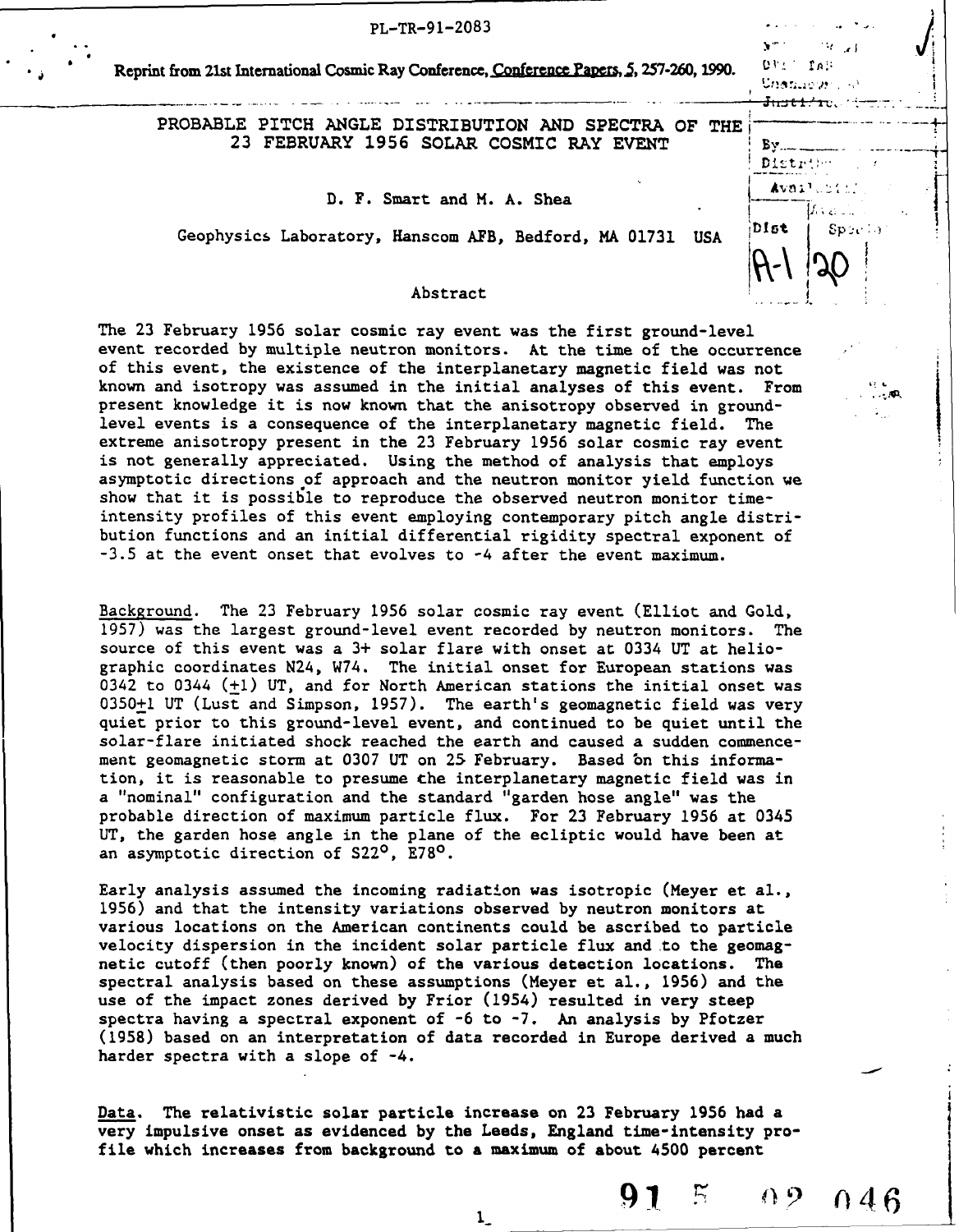PL-TR-91-2083

Reprint from 21st International Cosmic Ray Conference, Conference Papers, 5, 257-260, 1990.

# PROBABLE PITCH ANGLE DISTRIBUTION AND SPECTRA OF THE 23 FEBRUARY 1956 SOLAR COSMIC RAY EVENT

D. F. Smart and M. A. Shea

Geophysics Laboratory, Hanscom AFB, Bedford, MA 01731 USA

## Abstract

The 23 February 1956 solar cosmic ray event was the first ground-level event recorded by multiple neutron monitors. At the time of the occurrence of this event, the existence of the interplanetary magnetic field was not known and isotropy was assumed in the initial analyses of this event. From present knowledge it is now known that the anisotropy observed in ground-level events is a consequence of the interplanetary magnetic field. The extreme anisotropy present in the 23 February 1956 solar cosmic ray event is not generally appreciated. Using the method of analysis that employs asymptotic directions of approach and the neutron monitor yield function we show that it is possible to reproduce the observed neutron monitor time-intensity profiles of this event employing contemporary pitch angle distribution functions and an initial differential rigidity spectral exponent of -3.5 at the event onset that evolves to -4 after the event maximum.

Background. The 23 February 1956 solar cosmic ray event (Elliot and Gold, 1957) was the largest ground-level event recorded by neutron monitors. The source of this event was a 3+ solar flare with onset at 0334 UT at heliographic coordinates N24, W74. The initial onset for European stations was 0342 to 0344 (±1) UT, and for North American stations the initial onset was 0350±1 UT (Lust and Simpson, 1957). The earth's geomagnetic field was very quiet prior to this ground-level event, and continued to be quiet until the solar-flare initiated shock reached the earth and caused a sudden commencement geomagnetic storm at 0307 UT on 25 February. Based on this information, it is reasonable to presume the interplanetary magnetic field was in a "nominal" configuration and the standard "garden hose angle" was the probable direction of maximum particle flux. For 23 February 1956 at 0345 UT, the garden hose angle in the plane of the ecliptic would have been at an asymptotic direction of S22°, E78°.

Early analysis assumed the incoming radiation was isotropic (Meyer et al., 1956) and that the intensity variations observed by neutron monitors at various locations on the American continents could be ascribed to particle velocity dispersion in the incident solar particle flux and to the geomagnetic cutoff (then poorly known) of the various detection locations. The spectral analysis based on these assumptions (Meyer et al., 1956) and the use of the impact zones derived by Frior (1954) resulted in very steep spectra having a spectral exponent of -6 to -7. An analysis by Pfotzer (1958) based on an interpretation of data recorded in Europe derived a much harder spectra with a slope of -4.

Data. The relativistic solar particle increase on 23 February 1956 had a very impulsive onset as evidenced by the Leeds, England time-intensity profile which increases from background to a maximum of about 4500 percent

91 5 02 046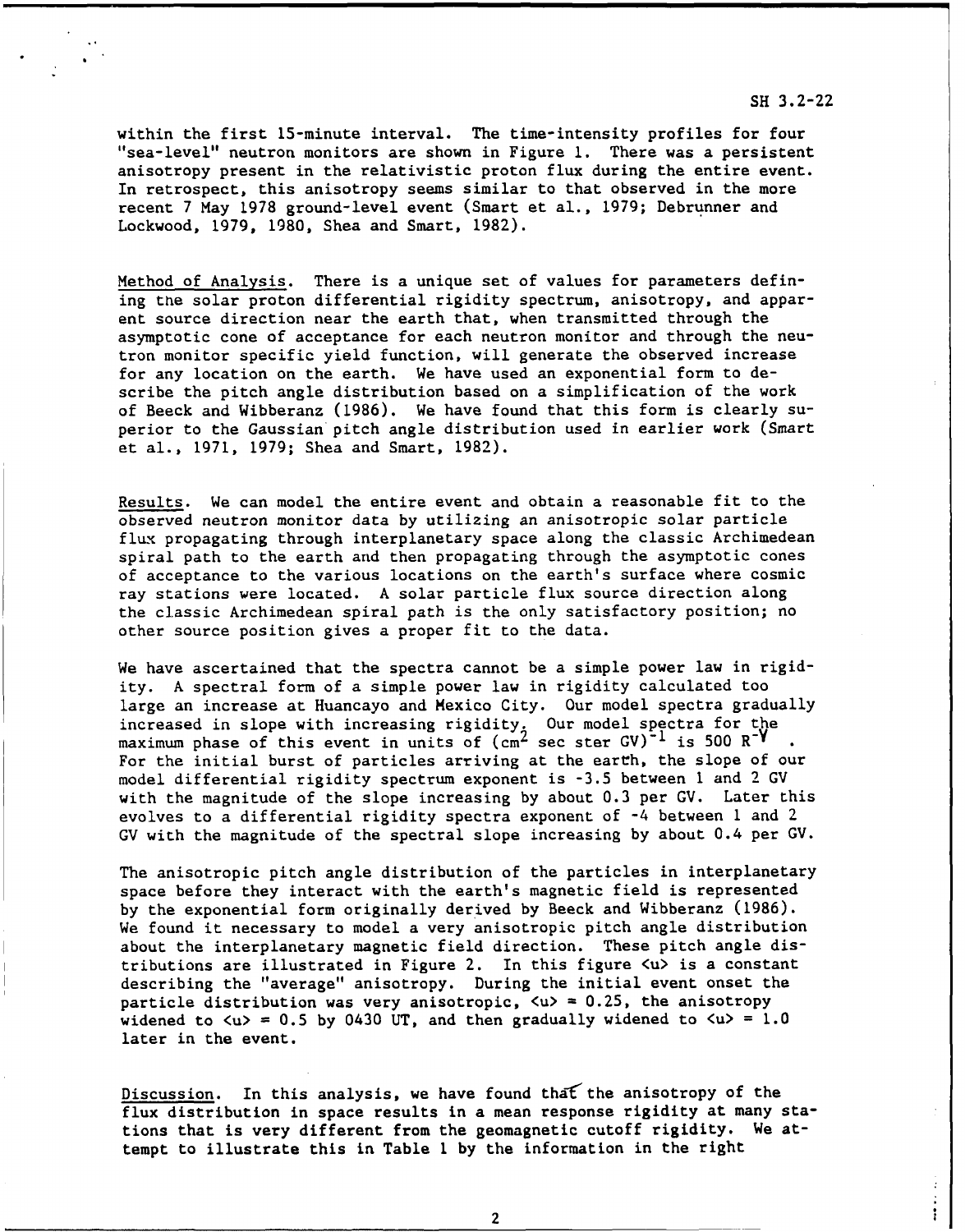within the first 15-minute interval. The time-intensity profiles for four "sea-level" neutron monitors are shown in Figure 1. There was a persistent anisotropy present in the relativistic proton flux during the entire event. In retrospect, this anisotropy seems similar to that observed in the more recent 7 May 1978 ground-level event (Smart et al., 1979; Debrunner and Lockwood, 1979, 1980, Shea and Smart, 1982).

Method of Analysis. There is a unique set of values for parameters defining the solar proton differential rigidity spectrum, anisotropy, and apparent source direction near the earth that, when transmitted through the asymptotic cone of acceptance for each neutron monitor and through the neutron monitor specific yield function, will generate the observed increase for any location on the earth. We have used an exponential form to describe the pitch angle distribution based on a simplification of the work of Beeck and Wibberanz (1986). We have found that this form is clearly superior to the Gaussian pitch angle distribution used in earlier work (Smart et al., 1971, 1979; Shea and Smart, 1982).

Results. We can model the entire event and obtain a reasonable fit to the observed neutron monitor data by utilizing an anisotropic solar particle flux propagating through interplanetary space along the classic Archimedean spiral path to the earth and then propagating through the asymptotic cones of acceptance to the various locations on the earth's surface where cosmic ray stations were located. A solar particle flux source direction along the classic Archimedean spiral path is the only satisfactory position; no other source position gives a proper fit to the data.

We have ascertained that the spectra cannot be a simple power law in rigidity. A spectral form of a simple power law in rigidity calculated too large an increase at Huancayo and Mexico City. Our model spectra gradually increased in slope with increasing rigidity. Our model spectra for the maximum phase of this event in units of $(cm^2 \text{ sec ster GV})^{-1}$ is $500 R^{-\gamma}$. For the initial burst of particles arriving at the earth, the slope of our model differential rigidity spectrum exponent is -3.5 between 1 and 2 GV with the magnitude of the slope increasing by about 0.3 per GV. Later this evolves to a differential rigidity spectra exponent of -4 between 1 and 2 GV with the magnitude of the spectral slope increasing by about 0.4 per GV.

The anisotropic pitch angle distribution of the particles in interplanetary space before they interact with the earth's magnetic field is represented by the exponential form originally derived by Beeck and Wibberanz (1986). We found it necessary to model a very anisotropic pitch angle distribution about the interplanetary magnetic field direction. These pitch angle distributions are illustrated in Figure 2. In this figure $\langle u \rangle$ is a constant describing the "average" anisotropy. During the initial event onset the particle distribution was very anisotropic, $\langle u \rangle = 0.25$, the anisotropy widened to $\langle u \rangle = 0.5$ by 0430 UT, and then gradually widened to $\langle u \rangle = 1.0$ later in the event.

Discussion. In this analysis, we have found that the anisotropy of the flux distribution in space results in a mean response rigidity at many stations that is very different from the geomagnetic cutoff rigidity. We attempt to illustrate this in Table 1 by the information in the right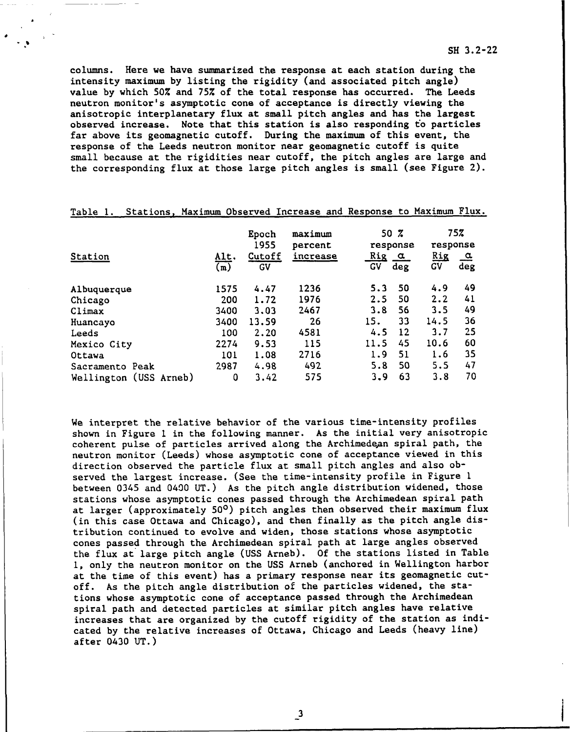columns. Here we have summarized the response at each station during the intensity maximum by listing the rigidity (and associated pitch angle) value by which 50% and 75% of the total response has occurred. The Leeds neutron monitor's asymptotic cone of acceptance is directly viewing the anisotropic interplanetary flux at small pitch angles and has the largest observed increase. Note that this station is also responding to particles far above its geomagnetic cutoff. During the maximum of this event, the response of the Leeds neutron monitor near geomagnetic cutoff is quite small because at the rigidities near cutoff, the pitch angles are large and the corresponding flux at those large pitch angles is small (see Figure 2).

Table 1. Stations, Maximum Observed Increase and Response to Maximum Flux.

| Station | Alt. (m) | Epoch 1955 Cutoff GV | maximum percent increase | 50 % response Rig GV | $\alpha$ deg | 75% response Rig GV | $\alpha$ deg |
|---|---|---|---|---|---|---|---|
| Albuquerque | 1575 | 4.47 | 1236 | 5.3 | 50 | 4.9 | 49 |
| Chicago | 200 | 1.72 | 1976 | 2.5 | 50 | 2.2 | 41 |
| Climax | 3400 | 3.03 | 2467 | 3.8 | 56 | 3.5 | 49 |
| Huancayo | 3400 | 13.59 | 26 | 15. | 33 | 14.5 | 36 |
| Leeds | 100 | 2.20 | 4581 | 4.5 | 12 | 3.7 | 25 |
| Mexico City | 2274 | 9.53 | 115 | 11.5 | 45 | 10.6 | 60 |
| Ottawa | 101 | 1.08 | 2716 | 1.9 | 51 | 1.6 | 35 |
| Sacramento Peak | 2987 | 4.98 | 492 | 5.8 | 50 | 5.5 | 47 |
| Wellington (USS Arneb) | 0 | 3.42 | 575 | 3.9 | 63 | 3.8 | 70 |

We interpret the relative behavior of the various time-intensity profiles shown in Figure 1 in the following manner. As the initial very anisotropic coherent pulse of particles arrived along the Archimedean spiral path, the neutron monitor (Leeds) whose asymptotic cone of acceptance viewed in this direction observed the particle flux at small pitch angles and also observed the largest increase. (See the time-intensity profile in Figure 1 between 0345 and 0400 UT.) As the pitch angle distribution widened, those stations whose asymptotic cones passed through the Archimedean spiral path at larger (approximately 50°) pitch angles then observed their maximum flux (in this case Ottawa and Chicago), and then finally as the pitch angle distribution continued to evolve and widen, those stations whose asymptotic cones passed through the Archimedean spiral path at large angles observed the flux at large pitch angle (USS Arneb). Of the stations listed in Table 1, only the neutron monitor on the USS Arneb (anchored in Wellington harbor at the time of this event) has a primary response near its geomagnetic cutoff. As the pitch angle distribution of the particles widened, the stations whose asymptotic cone of acceptance passed through the Archimedean spiral path and detected particles at similar pitch angles have relative increases that are organized by the cutoff rigidity of the station as indicated by the relative increases of Ottawa, Chicago and Leeds (heavy line) after 0430 UT.)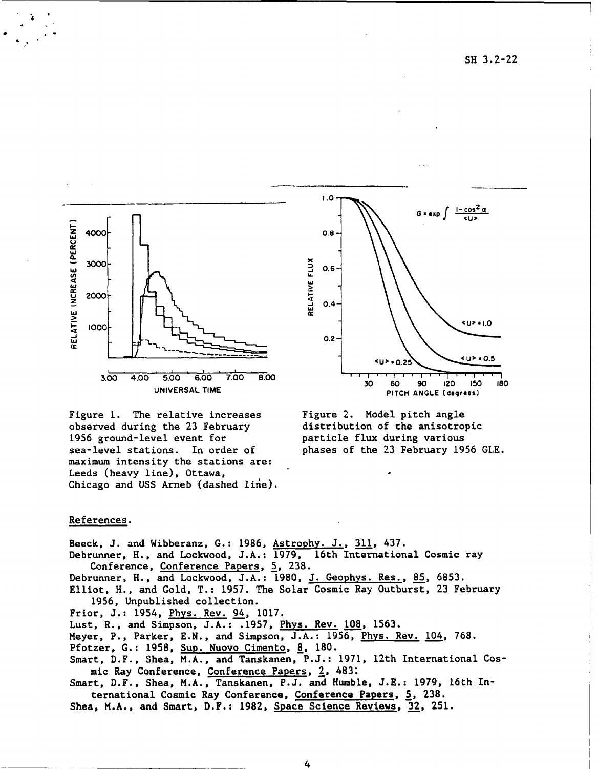RELATIVE INCREASE (PERCENT)

4000

3000

2000

1000

3.00 4.00 5.00 6.00 7.00 8.00

UNIVERSAL TIME

Figure 1. The relative increases observed during the 23 February 1956 ground-level event for sea-level stations. In order of maximum intensity the stations are: Leeds (heavy line), Ottawa, Chicago and USS Arneb (dashed line).

$G = \exp \int \frac{1-\cos^2 \alpha}{<U>}$

RELATIVE FLUX

1.0

0.8

0.6

0.4

0.2

<U> = 1.0

<U> = 0.5

<U> = 0.25

30 60 90 120 150 180

PITCH ANGLE (degrees)

Figure 2. Model pitch angle distribution of the anisotropic particle flux during various phases of the 23 February 1956 GLE.

References.

Beeck, J. and Wibberanz, G.: 1986, Astrophy. J., 311, 437.
Debrunner, H., and Lockwood, J.A.: 1979, 16th International Cosmic ray Conference, Conference Papers, 5, 238.
Debrunner, H., and Lockwood, J.A.: 1980, J. Geophys. Res., 85, 6853.
Elliot, H., and Gold, T.: 1957. The Solar Cosmic Ray Outburst, 23 February 1956, Unpublished collection.
Frior, J.: 1954, Phys. Rev. 94, 1017.
Lust, R., and Simpson, J.A.: .1957, Phys. Rev. 108, 1563.
Meyer, P., Parker, E.N., and Simpson, J.A.: 1956, Phys. Rev. 104, 768.
Pfotzer, G.: 1958, Sup. Nuovo Cimento, 8, 180.
Smart, D.F., Shea, M.A., and Tanskanen, P.J.: 1971, 12th International Cosmic Ray Conference, Conference Papers, 2, 483.
Smart, D.F., Shea, M.A., Tanskanen, P.J. and Humble, J.E.: 1979, 16th International Cosmic Ray Conference, Conference Papers, 5, 238.
Shea, M.A., and Smart, D.F.: 1982, Space Science Reviews, 32, 251.